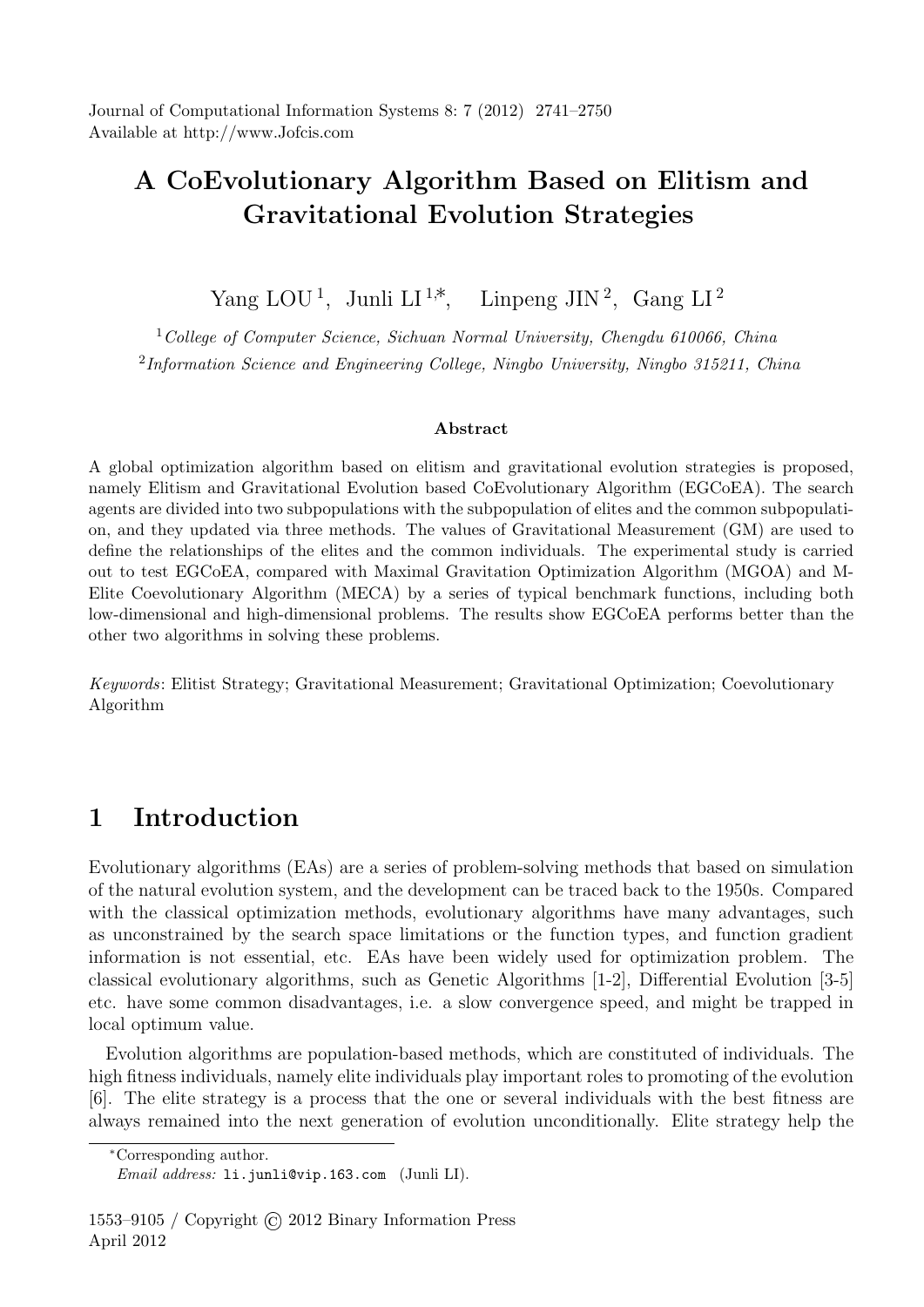# A CoEvolutionary Algorithm Based on Elitism and Gravitational Evolution Strategies

Yang LOU [1], Junli LI [1,*], Linpeng JIN [2], Gang LI [2]

[1] *College of Computer Science, Sichuan Normal University, Chengdu 610066, China*

[2] *Information Science and Engineering College, Ningbo University, Ningbo 315211, China*

### Abstract

A global optimization algorithm based on elitism and gravitational evolution strategies is proposed, namely Elitism and Gravitational Evolution based CoEvolutionary Algorithm (EGCoEA). The search agents are divided into two subpopulations with the subpopulation of elites and the common subpopulation, and they updated via three methods. The values of Gravitational Measurement (GM) are used to define the relationships of the elites and the common individuals. The experimental study is carried out to test EGCoEA, compared with Maximal Gravitation Optimization Algorithm (MGOA) and M-Elite Coevolutionary Algorithm (MECA) by a series of typical benchmark functions, including both low-dimensional and high-dimensional problems. The results show EGCoEA performs better than the other two algorithms in solving these problems.

*Keywords*: Elitist Strategy; Gravitational Measurement; Gravitational Optimization; Coevolutionary Algorithm

## 1 Introduction

Evolutionary algorithms (EAs) are a series of problem-solving methods that based on simulation of the natural evolution system, and the development can be traced back to the 1950s. Compared with the classical optimization methods, evolutionary algorithms have many advantages, such as unconstrained by the search space limitations or the function types, and function gradient information is not essential, etc. EAs have been widely used for optimization problem. The classical evolutionary algorithms, such as Genetic Algorithms [1-2], Differential Evolution [3-5] etc. have some common disadvantages, i.e. a slow convergence speed, and might be trapped in local optimum value.

Evolution algorithms are population-based methods, which are constituted of individuals. The high fitness individuals, namely elite individuals play important roles to promoting of the evolution [6]. The elite strategy is a process that the one or several individuals with the best fitness are always remained into the next generation of evolution unconditionally. Elite strategy help the

*Corresponding author.
*Email address:* li.junli@vip.163.com (Junli LI).

1553–9105 / Copyright © 2012 Binary Information Press
April 2012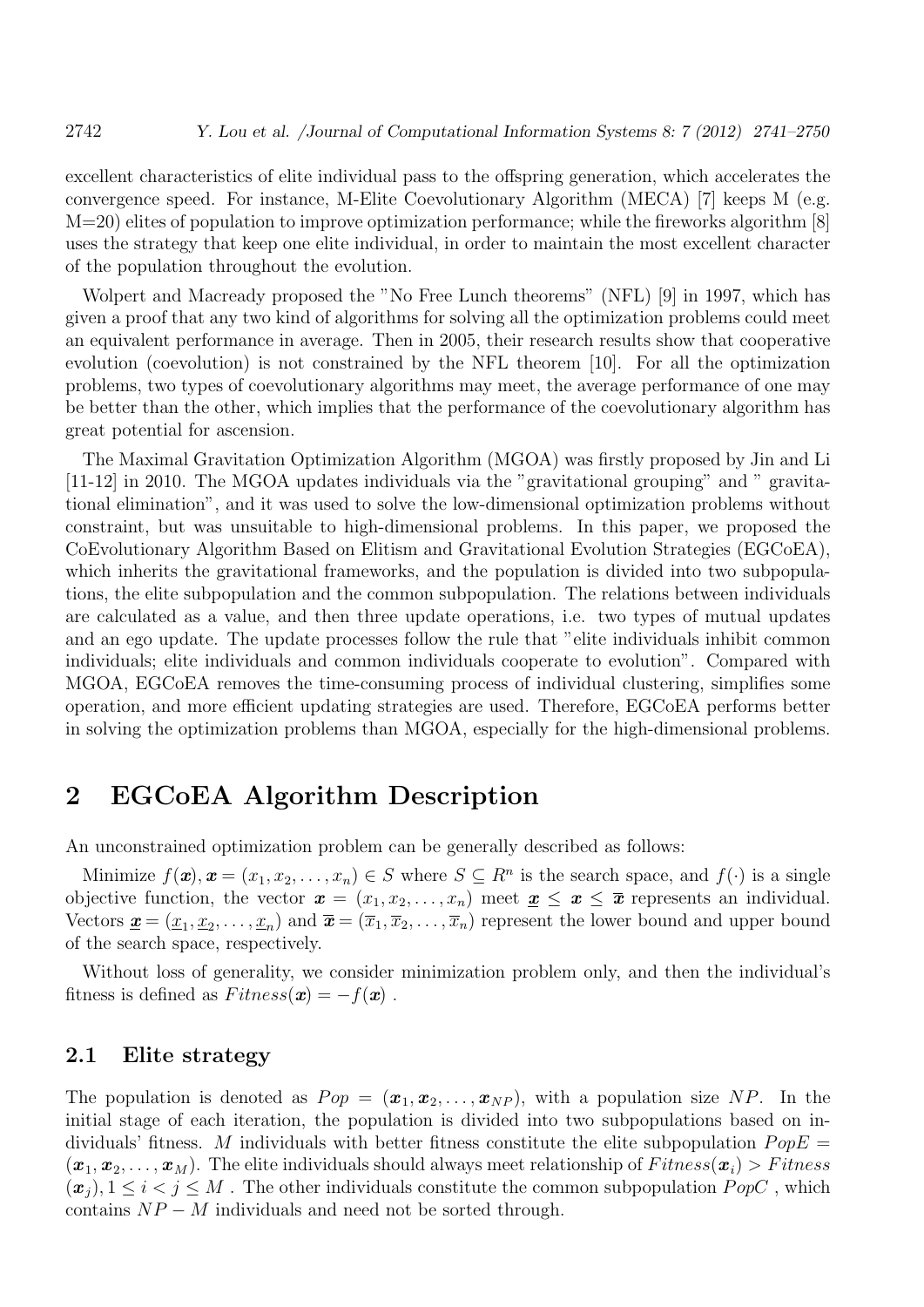excellent characteristics of elite individual pass to the offspring generation, which accelerates the convergence speed. For instance, M-Elite Coevolutionary Algorithm (MECA) [7] keeps M (e.g. M=20) elites of population to improve optimization performance; while the fireworks algorithm [8] uses the strategy that keep one elite individual, in order to maintain the most excellent character of the population throughout the evolution.

Wolpert and Macready proposed the "No Free Lunch theorems" (NFL) [9] in 1997, which has given a proof that any two kind of algorithms for solving all the optimization problems could meet an equivalent performance in average. Then in 2005, their research results show that cooperative evolution (coevolution) is not constrained by the NFL theorem [10]. For all the optimization problems, two types of coevolutionary algorithms may meet, the average performance of one may be better than the other, which implies that the performance of the coevolutionary algorithm has great potential for ascension.

The Maximal Gravitation Optimization Algorithm (MGOA) was firstly proposed by Jin and Li [11-12] in 2010. The MGOA updates individuals via the "gravitational grouping" and " gravitational elimination", and it was used to solve the low-dimensional optimization problems without constraint, but was unsuitable to high-dimensional problems. In this paper, we proposed the CoEvolutionary Algorithm Based on Elitism and Gravitational Evolution Strategies (EGCoEA), which inherits the gravitational frameworks, and the population is divided into two subpopulations, the elite subpopulation and the common subpopulation. The relations between individuals are calculated as a value, and then three update operations, i.e. two types of mutual updates and an ego update. The update processes follow the rule that "elite individuals inhibit common individuals; elite individuals and common individuals cooperate to evolution". Compared with MGOA, EGCoEA removes the time-consuming process of individual clustering, simplifies some operation, and more efficient updating strategies are used. Therefore, EGCoEA performs better in solving the optimization problems than MGOA, especially for the high-dimensional problems.

## 2 EGCoEA Algorithm Description

An unconstrained optimization problem can be generally described as follows:

Minimize $f(\boldsymbol{x}), \boldsymbol{x} = (x_1, x_2, \ldots, x_n) \in S$ where $S \subseteq R^n$ is the search space, and $f(\cdot)$ is a single objective function, the vector $\boldsymbol{x} = (x_1, x_2, \ldots, x_n)$ meet $\underline{\boldsymbol{x}} \leq \boldsymbol{x} \leq \overline{\boldsymbol{x}}$ represents an individual. Vectors $\underline{\boldsymbol{x}} = (\underline{x}_1, \underline{x}_2, \ldots, \underline{x}_n)$ and $\overline{\boldsymbol{x}} = (\overline{x}_1, \overline{x}_2, \ldots, \overline{x}_n)$ represent the lower bound and upper bound of the search space, respectively.

Without loss of generality, we consider minimization problem only, and then the individual's fitness is defined as $Fitness(\boldsymbol{x}) = -f(\boldsymbol{x})$ .

### 2.1 Elite strategy

The population is denoted as $Pop = (\boldsymbol{x}_1, \boldsymbol{x}_2, \ldots, \boldsymbol{x}_{NP})$, with a population size $NP$. In the initial stage of each iteration, the population is divided into two subpopulations based on individuals' fitness. $M$ individuals with better fitness constitute the elite subpopulation $PopE = (\boldsymbol{x}_1, \boldsymbol{x}_2, \ldots, \boldsymbol{x}_M)$. The elite individuals should always meet relationship of $Fitness(\boldsymbol{x}_i) > Fitness(\boldsymbol{x}_j), 1 \leq i < j \leq M$ . The other individuals constitute the common subpopulation $PopC$ , which contains $NP - M$ individuals and need not be sorted through.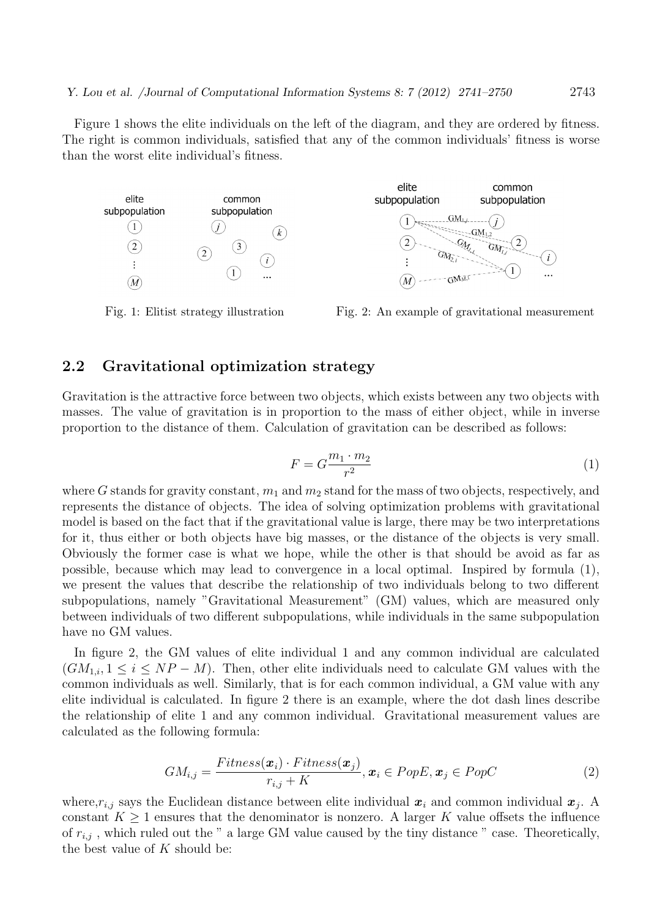Figure 1 shows the elite individuals on the left of the diagram, and they are ordered by fitness. The right is common individuals, satisfied that any of the common individuals' fitness is worse than the worst elite individual's fitness.

Fig. 1: Elitist strategy illustration

Fig. 2: An example of gravitational measurement

## 2.2 Gravitational optimization strategy

Gravitation is the attractive force between two objects, which exists between any two objects with masses. The value of gravitation is in proportion to the mass of either object, while in inverse proportion to the distance of them. Calculation of gravitation can be described as follows:

$$F = G\frac{m_1 \cdot m_2}{r^2} \tag{1}$$

where $G$ stands for gravity constant, $m_1$ and $m_2$ stand for the mass of two objects, respectively, and represents the distance of objects. The idea of solving optimization problems with gravitational model is based on the fact that if the gravitational value is large, there may be two interpretations for it, thus either or both objects have big masses, or the distance of the objects is very small. Obviously the former case is what we hope, while the other is that should be avoid as far as possible, because which may lead to convergence in a local optimal. Inspired by formula (1), we present the values that describe the relationship of two individuals belong to two different subpopulations, namely "Gravitational Measurement" (GM) values, which are measured only between individuals of two different subpopulations, while individuals in the same subpopulation have no GM values.

In figure 2, the GM values of elite individual 1 and any common individual are calculated ($GM_{1,i}, 1 \leq i \leq NP - M$). Then, other elite individuals need to calculate GM values with the common individuals as well. Similarly, that is for each common individual, a GM value with any elite individual is calculated. In figure 2 there is an example, where the dot dash lines describe the relationship of elite 1 and any common individual. Gravitational measurement values are calculated as the following formula:

$$GM_{i,j} = \frac{Fitness(\boldsymbol{x}_i) \cdot Fitness(\boldsymbol{x}_j)}{r_{i,j} + K}, \boldsymbol{x}_i \in PopE, \boldsymbol{x}_j \in PopC \tag{2}$$

where,$r_{i,j}$ says the Euclidean distance between elite individual $\boldsymbol{x}_i$ and common individual $\boldsymbol{x}_j$. A constant $K \geq 1$ ensures that the denominator is nonzero. A larger $K$ value offsets the influence of $r_{i,j}$ , which ruled out the " a large GM value caused by the tiny distance " case. Theoretically, the best value of $K$ should be: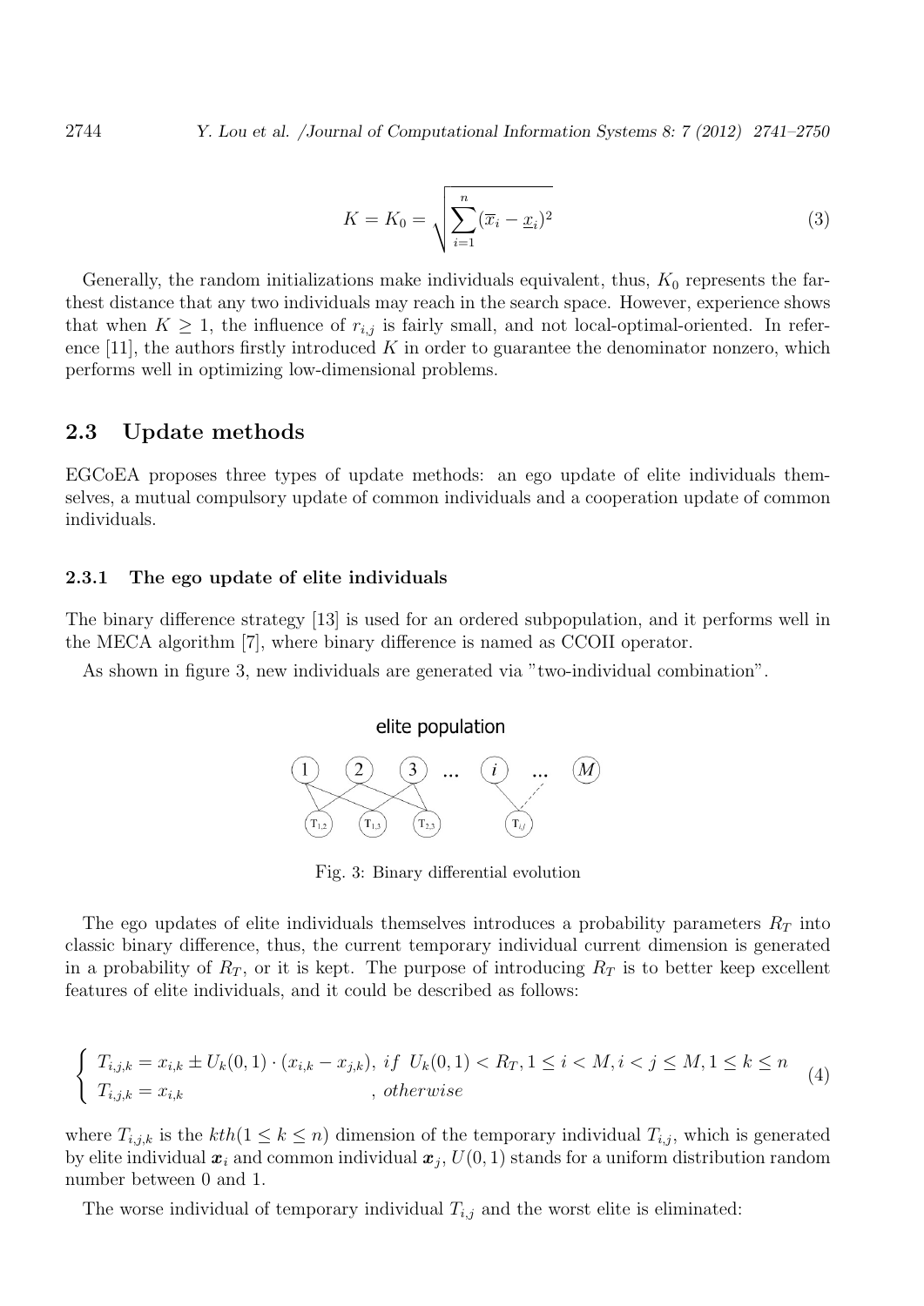$$K = K_0 = \sqrt{\sum_{i=1}^{n} (\overline{x}_i - \underline{x}_i)^2} \tag{3}$$

Generally, the random initializations make individuals equivalent, thus, $K_0$ represents the farthest distance that any two individuals may reach in the search space. However, experience shows that when $K \geq 1$, the influence of $r_{i,j}$ is fairly small, and not local-optimal-oriented. In reference [11], the authors firstly introduced $K$ in order to guarantee the denominator nonzero, which performs well in optimizing low-dimensional problems.

## 2.3 Update methods

EGCoEA proposes three types of update methods: an ego update of elite individuals themselves, a mutual compulsory update of common individuals and a cooperation update of common individuals.

### 2.3.1 The ego update of elite individuals

The binary difference strategy [13] is used for an ordered subpopulation, and it performs well in the MECA algorithm [7], where binary difference is named as CCOII operator.

As shown in figure 3, new individuals are generated via "two-individual combination".

Fig. 3: Binary differential evolution

The ego updates of elite individuals themselves introduces a probability parameters $R_T$ into classic binary difference, thus, the current temporary individual current dimension is generated in a probability of $R_T$, or it is kept. The purpose of introducing $R_T$ is to better keep excellent features of elite individuals, and it could be described as follows:

$$\begin{cases} T_{i,j,k} = x_{i,k} \pm U_k(0,1) \cdot (x_{i,k} - x_{j,k}), \ if \ \ U_k(0,1) < R_T, 1 \leq i < M, i < j \leq M, 1 \leq k \leq n \\ T_{i,j,k} = x_{i,k} \qquad\qquad\qquad\qquad\qquad\qquad , \ otherwise \end{cases} \tag{4}$$

where $T_{i,j,k}$ is the $kth(1 \leq k \leq n)$ dimension of the temporary individual $T_{i,j}$, which is generated by elite individual $\boldsymbol{x}_i$ and common individual $\boldsymbol{x}_j$, $U(0,1)$ stands for a uniform distribution random number between 0 and 1.

The worse individual of temporary individual $T_{i,j}$ and the worst elite is eliminated: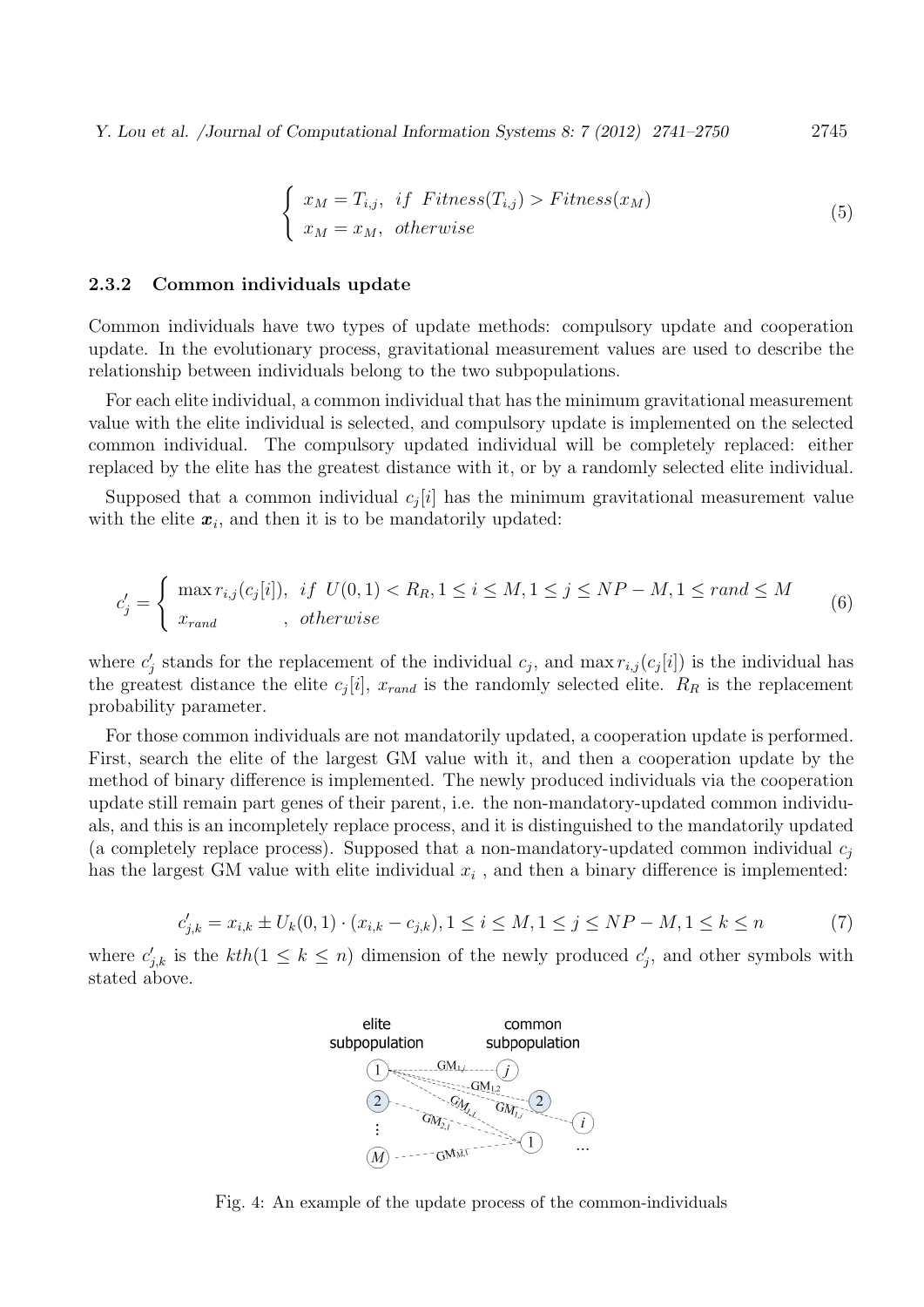$$\begin{cases} x_M = T_{i,j}, & if \ \ Fitness(T_{i,j}) > Fitness(x_M) \\ x_M = x_M, & otherwise \end{cases} \tag{5}$$

### 2.3.2 Common individuals update

Common individuals have two types of update methods: compulsory update and cooperation update. In the evolutionary process, gravitational measurement values are used to describe the relationship between individuals belong to the two subpopulations.

For each elite individual, a common individual that has the minimum gravitational measurement value with the elite individual is selected, and compulsory update is implemented on the selected common individual. The compulsory updated individual will be completely replaced: either replaced by the elite has the greatest distance with it, or by a randomly selected elite individual.

Supposed that a common individual $c_j[i]$ has the minimum gravitational measurement value with the elite $\boldsymbol{x}_i$, and then it is to be mandatorily updated:

$$c_j' = \begin{cases} \max r_{i,j}(c_j[i]), & if \ \ U(0,1) < R_R, 1 \le i \le M, 1 \le j \le NP - M, 1 \le rand \le M \\ x_{rand} & , \ otherwise \end{cases} \tag{6}$$

where $c_j'$ stands for the replacement of the individual $c_j$, and $\max r_{i,j}(c_j[i])$ is the individual has the greatest distance the elite $c_j[i]$, $x_{rand}$ is the randomly selected elite. $R_R$ is the replacement probability parameter.

For those common individuals are not mandatorily updated, a cooperation update is performed. First, search the elite of the largest GM value with it, and then a cooperation update by the method of binary difference is implemented. The newly produced individuals via the cooperation update still remain part genes of their parent, i.e. the non-mandatory-updated common individuals, and this is an incompletely replace process, and it is distinguished to the mandatorily updated (a completely replace process). Supposed that a non-mandatory-updated common individual $c_j$ has the largest GM value with elite individual $x_i$ , and then a binary difference is implemented:

$$c_{j,k}' = x_{i,k} \pm U_k(0,1) \cdot (x_{i,k} - c_{j,k}), 1 \le i \le M, 1 \le j \le NP - M, 1 \le k \le n \tag{7}$$

where $c_{j,k}'$ is the $kth(1 \le k \le n)$ dimension of the newly produced $c_j'$, and other symbols with stated above.

Fig. 4: An example of the update process of the common-individuals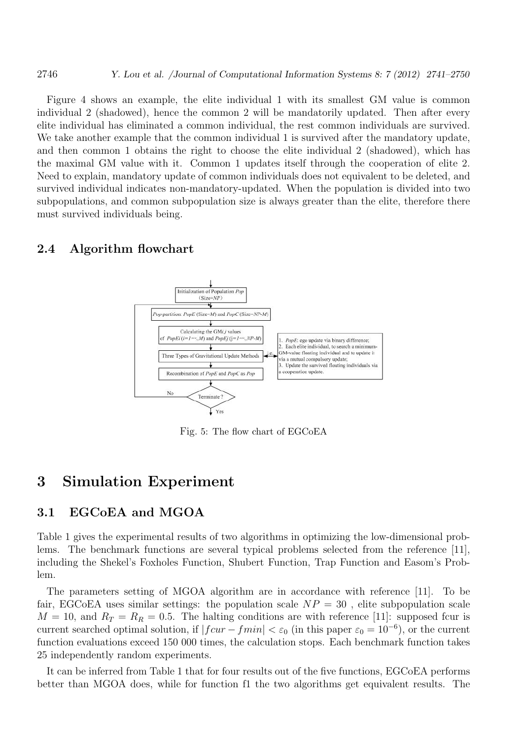Figure 4 shows an example, the elite individual 1 with its smallest GM value is common individual 2 (shadowed), hence the common 2 will be mandatorily updated. Then after every elite individual has eliminated a common individual, the rest common individuals are survived. We take another example that the common individual 1 is survived after the mandatory update, and then common 1 obtains the right to choose the elite individual 2 (shadowed), which has the maximal GM value with it. Common 1 updates itself through the cooperation of elite 2. Need to explain, mandatory update of common individuals does not equivalent to be deleted, and survived individual indicates non-mandatory-updated. When the population is divided into two subpopulations, and common subpopulation size is always greater than the elite, therefore there must survived individuals being.

### 2.4 Algorithm flowchart

Initialization of Population *Pop* (Size=*NP*)

*Pop* partition: *PopE* (Size=*M*) and *PopC* (Size=*NP*-*M*)

Calculating the GM*i,j* values of *PopEi* (*i*=1⋯,*M*) and *PopEj* (*j*=1⋯,*NP*-*M*)

Three Types of Gravitational Update Methods

i.e.

1. *PopE*: ego update via binary difference;
2. Each elite individual, to search a minimum-GM-value floating individual and to update it via a mutual compulsory update;
3. Update the survived floating individuals via a cooperation update.

Recombination of *PopE* and *PopC* as *Pop*

Terminate?

No

Yes

Fig. 5: The flow chart of EGCoEA

## 3 Simulation Experiment

### 3.1 EGCoEA and MGOA

Table 1 gives the experimental results of two algorithms in optimizing the low-dimensional problems. The benchmark functions are several typical problems selected from the reference [11], including the Shekel's Foxholes Function, Shubert Function, Trap Function and Easom's Problem.

The parameters setting of MGOA algorithm are in accordance with reference [11]. To be fair, EGCoEA uses similar settings: the population scale $NP = 30$ , elite subpopulation scale $M = 10$, and $R_T = R_R = 0.5$. The halting conditions are with reference [11]: supposed fcur is current searched optimal solution, if $|fcur - fmin| < \varepsilon_0$ (in this paper $\varepsilon_0 = 10^{-6}$), or the current function evaluations exceed 150 000 times, the calculation stops. Each benchmark function takes 25 independently random experiments.

It can be inferred from Table 1 that for four results out of the five functions, EGCoEA performs better than MGOA does, while for function f1 the two algorithms get equivalent results. The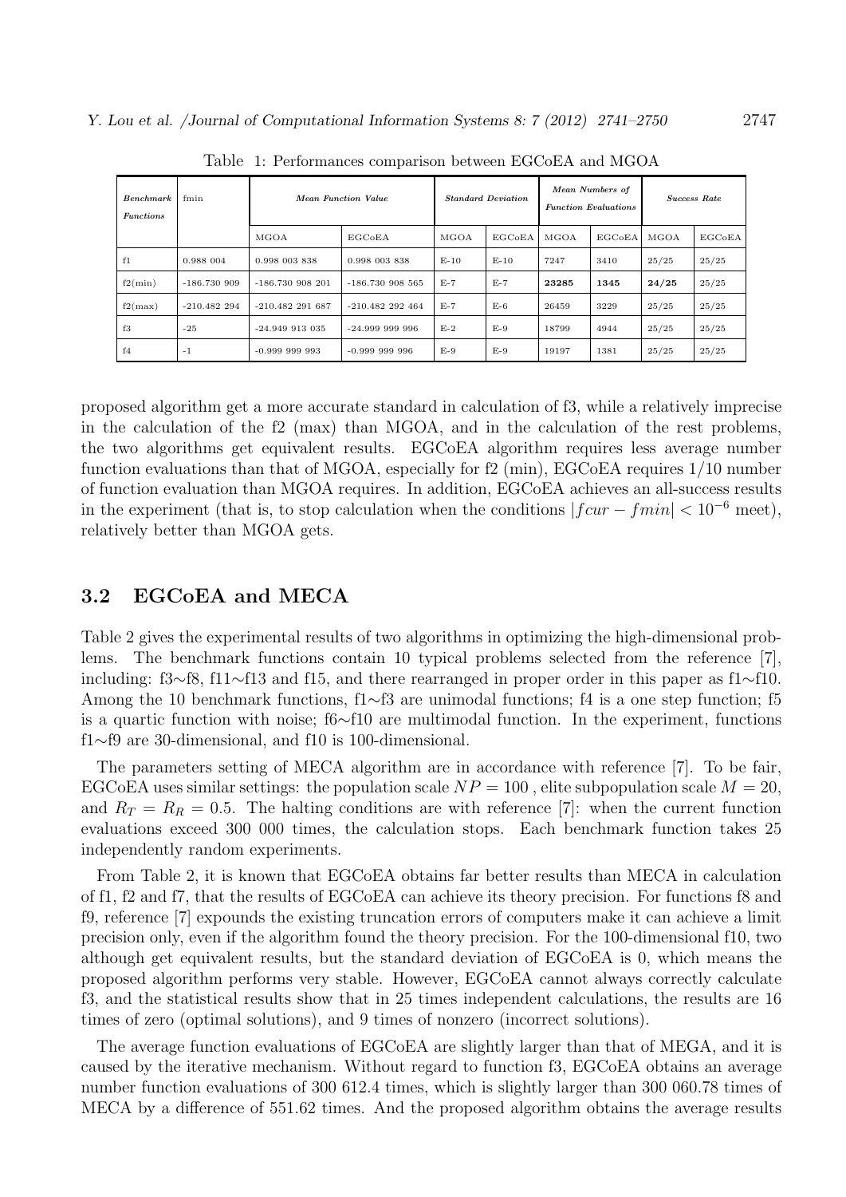Table 1: Performances comparison between EGCoEA and MGOA

| *Benchmark Functions* | fmin | *Mean Function Value* | | *Standard Deviation* | | *Mean Numbers of Function Evaluations* | | *Success Rate* | |
|---|---|---|---|---|---|---|---|---|---|
| | | MGOA | EGCoEA | MGOA | EGCoEA | MGOA | EGCoEA | MGOA | EGCoEA |
| f1 | 0.988 004 | 0.998 003 838 | 0.998 003 838 | E-10 | E-10 | 7247 | 3410 | 25/25 | 25/25 |
| f2(min) | -186.730 909 | -186.730 908 201 | -186.730 908 565 | E-7 | E-7 | **23285** | **1345** | **24/25** | 25/25 |
| f2(max) | -210.482 294 | -210.482 291 687 | -210.482 292 464 | E-7 | E-6 | 26459 | 3229 | 25/25 | 25/25 |
| f3 | -25 | -24.949 913 035 | -24.999 999 996 | E-2 | E-9 | 18799 | 4944 | 25/25 | 25/25 |
| f4 | -1 | -0.999 999 993 | -0.999 999 996 | E-9 | E-9 | 19197 | 1381 | 25/25 | 25/25 |

proposed algorithm get a more accurate standard in calculation of f3, while a relatively imprecise in the calculation of the f2 (max) than MGOA, and in the calculation of the rest problems, the two algorithms get equivalent results. EGCoEA algorithm requires less average number function evaluations than that of MGOA, especially for f2 (min), EGCoEA requires 1/10 number of function evaluation than MGOA requires. In addition, EGCoEA achieves an all-success results in the experiment (that is, to stop calculation when the conditions $|fcur - fmin| < 10^{-6}$ meet), relatively better than MGOA gets.

## 3.2 EGCoEA and MECA

Table 2 gives the experimental results of two algorithms in optimizing the high-dimensional problems. The benchmark functions contain 10 typical problems selected from the reference [7], including: f3∼f8, f11∼f13 and f15, and there rearranged in proper order in this paper as f1∼f10. Among the 10 benchmark functions, f1∼f3 are unimodal functions; f4 is a one step function; f5 is a quartic function with noise; f6∼f10 are multimodal function. In the experiment, functions f1∼f9 are 30-dimensional, and f10 is 100-dimensional.

The parameters setting of MECA algorithm are in accordance with reference [7]. To be fair, EGCoEA uses similar settings: the population scale $NP = 100$ , elite subpopulation scale $M = 20$, and $R_T = R_R = 0.5$. The halting conditions are with reference [7]: when the current function evaluations exceed 300 000 times, the calculation stops. Each benchmark function takes 25 independently random experiments.

From Table 2, it is known that EGCoEA obtains far better results than MECA in calculation of f1, f2 and f7, that the results of EGCoEA can achieve its theory precision. For functions f8 and f9, reference [7] expounds the existing truncation errors of computers make it can achieve a limit precision only, even if the algorithm found the theory precision. For the 100-dimensional f10, two although get equivalent results, but the standard deviation of EGCoEA is 0, which means the proposed algorithm performs very stable. However, EGCoEA cannot always correctly calculate f3, and the statistical results show that in 25 times independent calculations, the results are 16 times of zero (optimal solutions), and 9 times of nonzero (incorrect solutions).

The average function evaluations of EGCoEA are slightly larger than that of MEGA, and it is caused by the iterative mechanism. Without regard to function f3, EGCoEA obtains an average number function evaluations of 300 612.4 times, which is slightly larger than 300 060.78 times of MECA by a difference of 551.62 times. And the proposed algorithm obtains the average results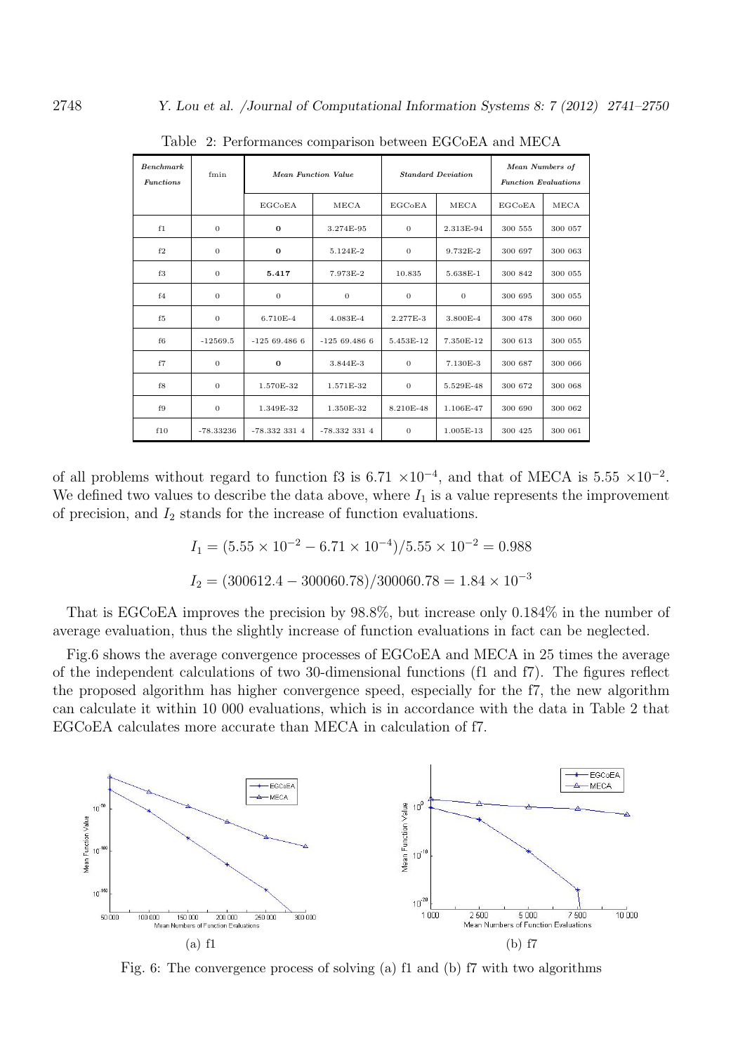Table 2: Performances comparison between EGCoEA and MECA

| *Benchmark Functions* | fmin | *Mean Function Value* | | *Standard Deviation* | | *Mean Numbers of Function Evaluations* | |
|---|---|---|---|---|---|---|---|
| | | EGCoEA | MECA | EGCoEA | MECA | EGCoEA | MECA |
| f1 | 0 | **0** | 3.274E-95 | 0 | 2.313E-94 | 300 555 | 300 057 |
| f2 | 0 | **0** | 5.124E-2 | 0 | 9.732E-2 | 300 697 | 300 063 |
| f3 | 0 | **5.417** | 7.973E-2 | 10.835 | 5.638E-1 | 300 842 | 300 055 |
| f4 | 0 | 0 | 0 | 0 | 0 | 300 695 | 300 055 |
| f5 | 0 | 6.710E-4 | 4.083E-4 | 2.277E-3 | 3.800E-4 | 300 478 | 300 060 |
| f6 | -12569.5 | -125 69.486 6 | -125 69.486 6 | 5.453E-12 | 7.350E-12 | 300 613 | 300 055 |
| f7 | 0 | **0** | 3.844E-3 | 0 | 7.130E-3 | 300 687 | 300 066 |
| f8 | 0 | 1.570E-32 | 1.571E-32 | 0 | 5.529E-48 | 300 672 | 300 068 |
| f9 | 0 | 1.349E-32 | 1.350E-32 | 8.210E-48 | 1.106E-47 | 300 690 | 300 062 |
| f10 | -78.33236 | -78.332 331 4 | -78.332 331 4 | 0 | 1.005E-13 | 300 425 | 300 061 |

of all problems without regard to function f3 is $6.71\times10^{-4}$, and that of MECA is $5.55\times10^{-2}$. We defined two values to describe the data above, where $I_1$ is a value represents the improvement of precision, and $I_2$ stands for the increase of function evaluations.

$$I_1 = (5.55\times10^{-2} - 6.71\times10^{-4})/5.55\times10^{-2} = 0.988$$

$$I_2 = (300612.4 - 300060.78)/300060.78 = 1.84\times10^{-3}$$

That is EGCoEA improves the precision by 98.8%, but increase only 0.184% in the number of average evaluation, thus the slightly increase of function evaluations in fact can be neglected.

Fig.6 shows the average convergence processes of EGCoEA and MECA in 25 times the average of the independent calculations of two 30-dimensional functions (f1 and f7). The figures reflect the proposed algorithm has higher convergence speed, especially for the f7, the new algorithm can calculate it within 10 000 evaluations, which is in accordance with the data in Table 2 that EGCoEA calculates more accurate than MECA in calculation of f7.

(a) f1

(b) f7

Fig. 6: The convergence process of solving (a) f1 and (b) f7 with two algorithms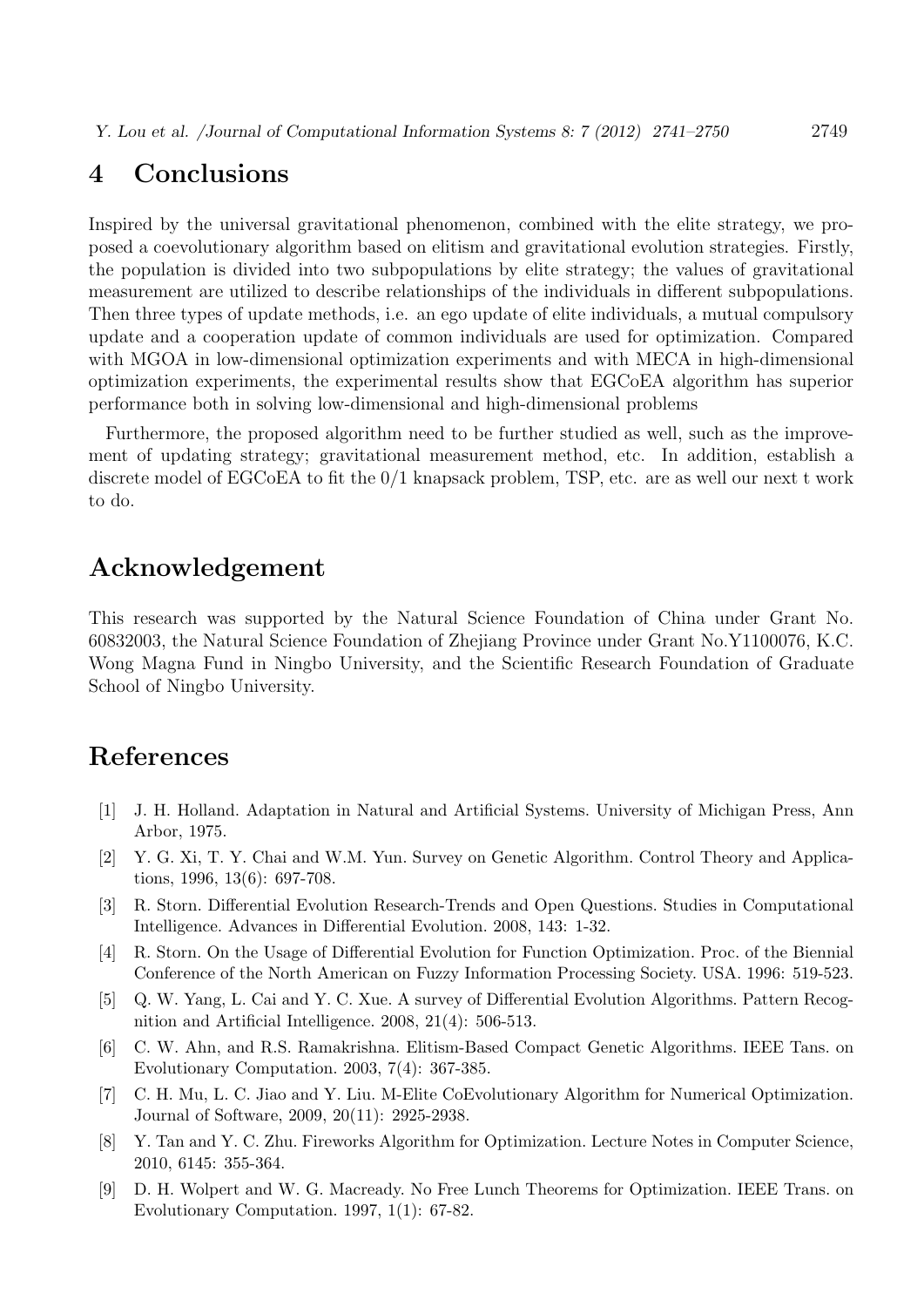# 4 Conclusions

Inspired by the universal gravitational phenomenon, combined with the elite strategy, we proposed a coevolutionary algorithm based on elitism and gravitational evolution strategies. Firstly, the population is divided into two subpopulations by elite strategy; the values of gravitational measurement are utilized to describe relationships of the individuals in different subpopulations. Then three types of update methods, i.e. an ego update of elite individuals, a mutual compulsory update and a cooperation update of common individuals are used for optimization. Compared with MGOA in low-dimensional optimization experiments and with MECA in high-dimensional optimization experiments, the experimental results show that EGCoEA algorithm has superior performance both in solving low-dimensional and high-dimensional problems

Furthermore, the proposed algorithm need to be further studied as well, such as the improvement of updating strategy; gravitational measurement method, etc. In addition, establish a discrete model of EGCoEA to fit the 0/1 knapsack problem, TSP, etc. are as well our next t work to do.

# Acknowledgement

This research was supported by the Natural Science Foundation of China under Grant No. 60832003, the Natural Science Foundation of Zhejiang Province under Grant No.Y1100076, K.C. Wong Magna Fund in Ningbo University, and the Scientific Research Foundation of Graduate School of Ningbo University.

# References

[1] J. H. Holland. Adaptation in Natural and Artificial Systems. University of Michigan Press, Ann Arbor, 1975.

[2] Y. G. Xi, T. Y. Chai and W.M. Yun. Survey on Genetic Algorithm. Control Theory and Applications, 1996, 13(6): 697-708.

[3] R. Storn. Differential Evolution Research-Trends and Open Questions. Studies in Computational Intelligence. Advances in Differential Evolution. 2008, 143: 1-32.

[4] R. Storn. On the Usage of Differential Evolution for Function Optimization. Proc. of the Biennial Conference of the North American on Fuzzy Information Processing Society. USA. 1996: 519-523.

[5] Q. W. Yang, L. Cai and Y. C. Xue. A survey of Differential Evolution Algorithms. Pattern Recognition and Artificial Intelligence. 2008, 21(4): 506-513.

[6] C. W. Ahn, and R.S. Ramakrishna. Elitism-Based Compact Genetic Algorithms. IEEE Tans. on Evolutionary Computation. 2003, 7(4): 367-385.

[7] C. H. Mu, L. C. Jiao and Y. Liu. M-Elite CoEvolutionary Algorithm for Numerical Optimization. Journal of Software, 2009, 20(11): 2925-2938.

[8] Y. Tan and Y. C. Zhu. Fireworks Algorithm for Optimization. Lecture Notes in Computer Science, 2010, 6145: 355-364.

[9] D. H. Wolpert and W. G. Macready. No Free Lunch Theorems for Optimization. IEEE Trans. on Evolutionary Computation. 1997, 1(1): 67-82.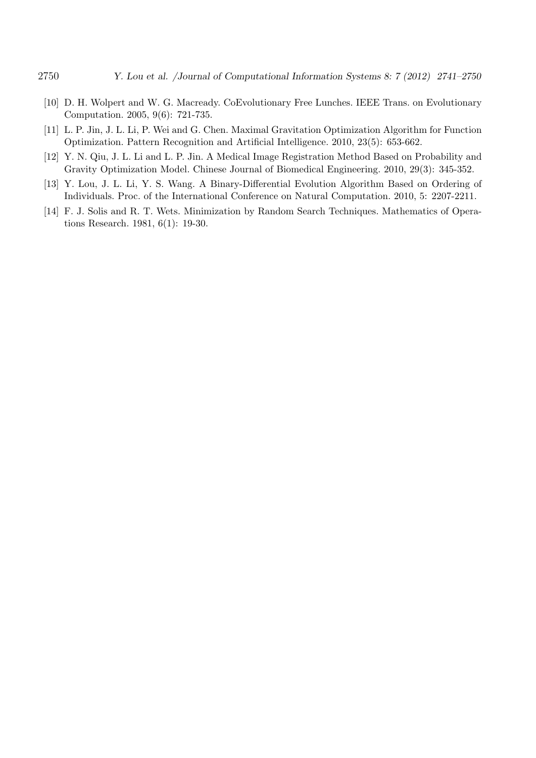[10] D. H. Wolpert and W. G. Macready. CoEvolutionary Free Lunches. IEEE Trans. on Evolutionary Computation. 2005, 9(6): 721-735.

[11] L. P. Jin, J. L. Li, P. Wei and G. Chen. Maximal Gravitation Optimization Algorithm for Function Optimization. Pattern Recognition and Artificial Intelligence. 2010, 23(5): 653-662.

[12] Y. N. Qiu, J. L. Li and L. P. Jin. A Medical Image Registration Method Based on Probability and Gravity Optimization Model. Chinese Journal of Biomedical Engineering. 2010, 29(3): 345-352.

[13] Y. Lou, J. L. Li, Y. S. Wang. A Binary-Differential Evolution Algorithm Based on Ordering of Individuals. Proc. of the International Conference on Natural Computation. 2010, 5: 2207-2211.

[14] F. J. Solis and R. T. Wets. Minimization by Random Search Techniques. Mathematics of Operations Research. 1981, 6(1): 19-30.